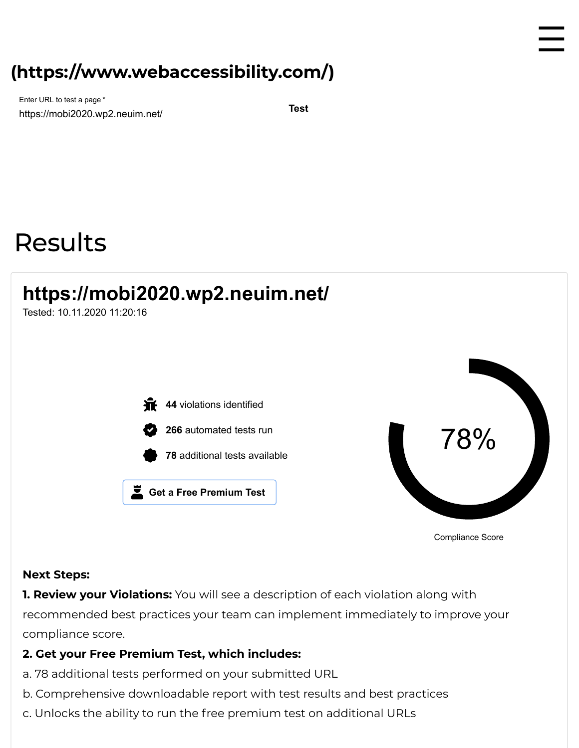**(https://www.webaccessibility.com/)**

Enter URL to test a page *

https://mobi2020.wp2.neuim.net/

**Test**

# Results

## https://mobi2020.wp2.neuim.net/

Tested: 10.11.2020 11:20:16

**44** violations identified

**266** automated tests run

**78** additional tests available

**Get a Free Premium Test**

78%

Compliance Score

**Next Steps:**

**1. Review your Violations:** You will see a description of each violation along with recommended best practices your team can implement immediately to improve your compliance score.

**2. Get your Free Premium Test, which includes:**

a. 78 additional tests performed on your submitted URL

b. Comprehensive downloadable report with test results and best practices

c. Unlocks the ability to run the free premium test on additional URLs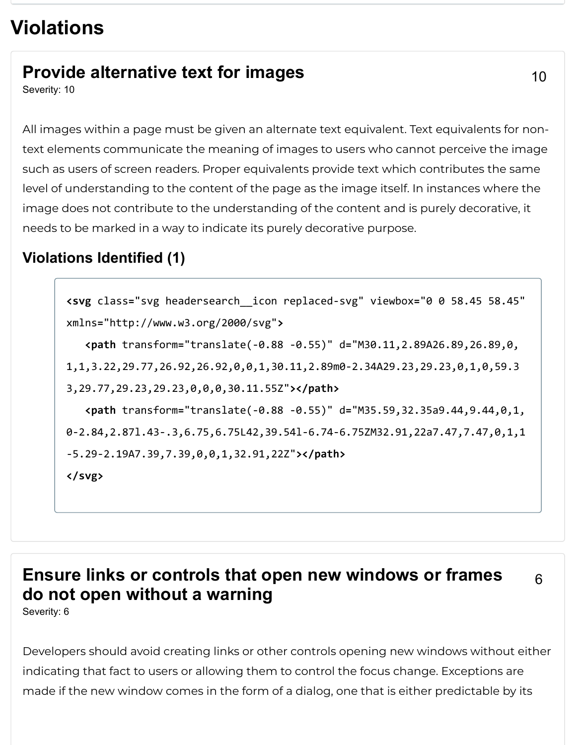# Violations

## Provide alternative text for images

10

Severity: 10

All images within a page must be given an alternate text equivalent. Text equivalents for non-text elements communicate the meaning of images to users who cannot perceive the image such as users of screen readers. Proper equivalents provide text which contributes the same level of understanding to the content of the page as the image itself. In instances where the image does not contribute to the understanding of the content and is purely decorative, it needs to be marked in a way to indicate its purely decorative purpose.

### Violations Identified (1)

```
<svg class="svg headersearch__icon replaced-svg" viewbox="0 0 58.45 58.45"
xmlns="http://www.w3.org/2000/svg">
   <path transform="translate(-0.88 -0.55)" d="M30.11,2.89A26.89,26.89,0,
1,1,3.22,29.77,26.92,26.92,0,0,1,30.11,2.89m0-2.34A29.23,29.23,0,1,0,59.3
3,29.77,29.23,29.23,0,0,0,30.11.55Z"></path>
   <path transform="translate(-0.88 -0.55)" d="M35.59,32.35a9.44,9.44,0,1,
0-2.84,2.87l.43-.3,6.75,6.75L42,39.54l-6.74-6.75ZM32.91,22a7.47,7.47,0,1,1
-5.29-2.19A7.39,7.39,0,0,1,32.91,22Z"></path>
</svg>
```

## Ensure links or controls that open new windows or frames do not open without a warning

6

Severity: 6

Developers should avoid creating links or other controls opening new windows without either indicating that fact to users or allowing them to control the focus change. Exceptions are made if the new window comes in the form of a dialog, one that is either predictable by its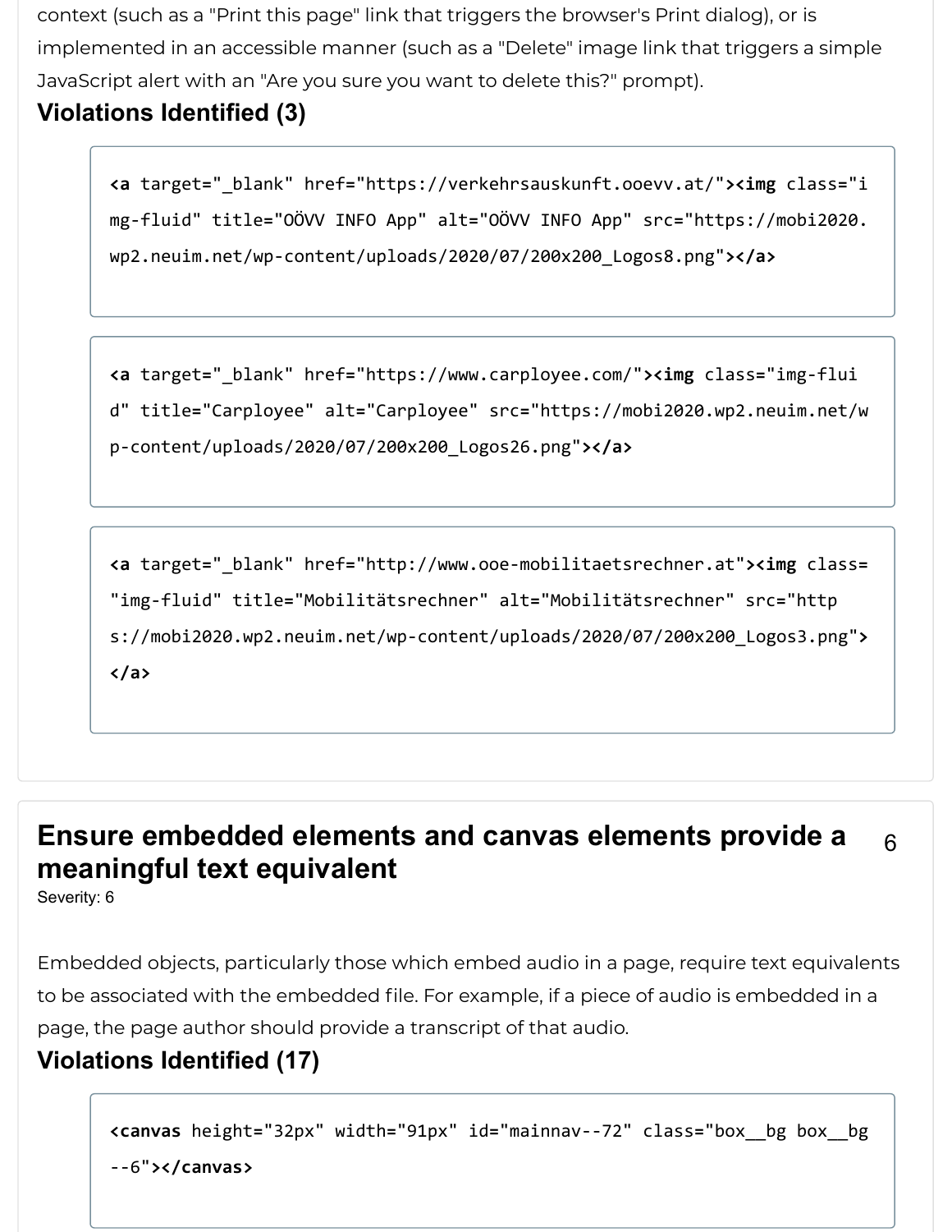context (such as a "Print this page" link that triggers the browser's Print dialog), or is implemented in an accessible manner (such as a "Delete" image link that triggers a simple JavaScript alert with an "Are you sure you want to delete this?" prompt).

### Violations Identified (3)

```
<a target="_blank" href="https://verkehrsauskunft.ooevv.at/"><img class="img-fluid" title="OÖVV INFO App" alt="OÖVV INFO App" src="https://mobi2020.wp2.neuim.net/wp-content/uploads/2020/07/200x200_Logos8.png"></a>
```

```
<a target="_blank" href="https://www.carployee.com/"><img class="img-fluid" title="Carployee" alt="Carployee" src="https://mobi2020.wp2.neuim.net/wp-content/uploads/2020/07/200x200_Logos26.png"></a>
```

```
<a target="_blank" href="http://www.ooe-mobilitaetsrechner.at"><img class="img-fluid" title="Mobilitätsrechner" alt="Mobilitätsrechner" src="https://mobi2020.wp2.neuim.net/wp-content/uploads/2020/07/200x200_Logos3.png">
</a>
```

## Ensure embedded elements and canvas elements provide a meaningful text equivalent

6

Severity: 6

Embedded objects, particularly those which embed audio in a page, require text equivalents to be associated with the embedded file. For example, if a piece of audio is embedded in a page, the page author should provide a transcript of that audio.

### Violations Identified (17)

```
<canvas height="32px" width="91px" id="mainnav--72" class="box__bg box__bg--6"></canvas>
```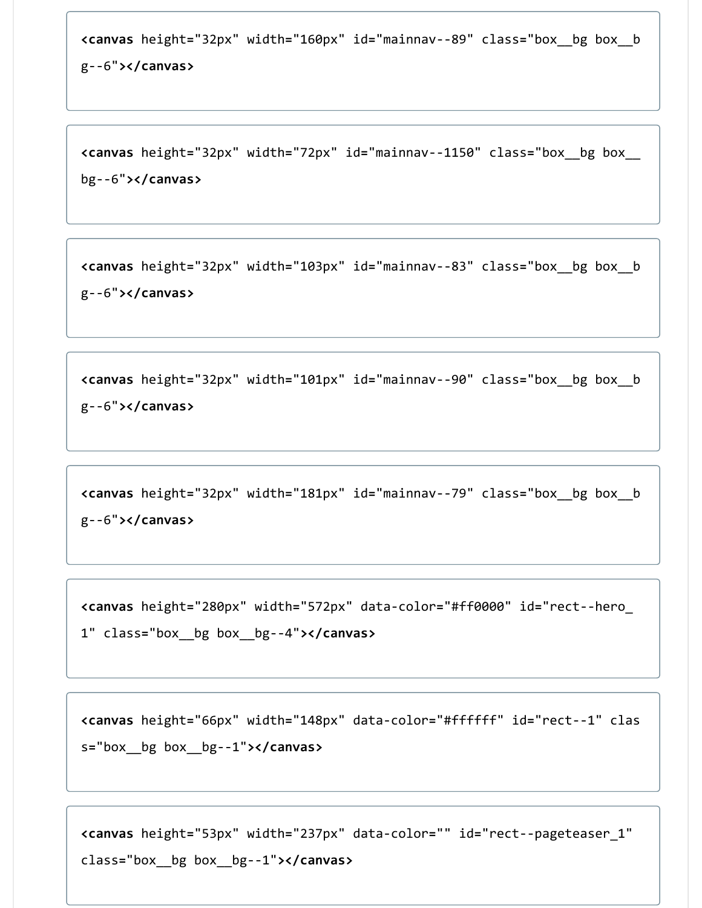```
<canvas height="32px" width="160px" id="mainnav--89" class="box__bg box__bg--6"></canvas>
```

```
<canvas height="32px" width="72px" id="mainnav--1150" class="box__bg box__bg--6"></canvas>
```

```
<canvas height="32px" width="103px" id="mainnav--83" class="box__bg box__bg--6"></canvas>
```

```
<canvas height="32px" width="101px" id="mainnav--90" class="box__bg box__bg--6"></canvas>
```

```
<canvas height="32px" width="181px" id="mainnav--79" class="box__bg box__bg--6"></canvas>
```

```
<canvas height="280px" width="572px" data-color="#ff0000" id="rect--hero_1" class="box__bg box__bg--4"></canvas>
```

```
<canvas height="66px" width="148px" data-color="#ffffff" id="rect--1" class="box__bg box__bg--1"></canvas>
```

```
<canvas height="53px" width="237px" data-color="" id="rect--pageteaser_1" class="box__bg box__bg--1"></canvas>
```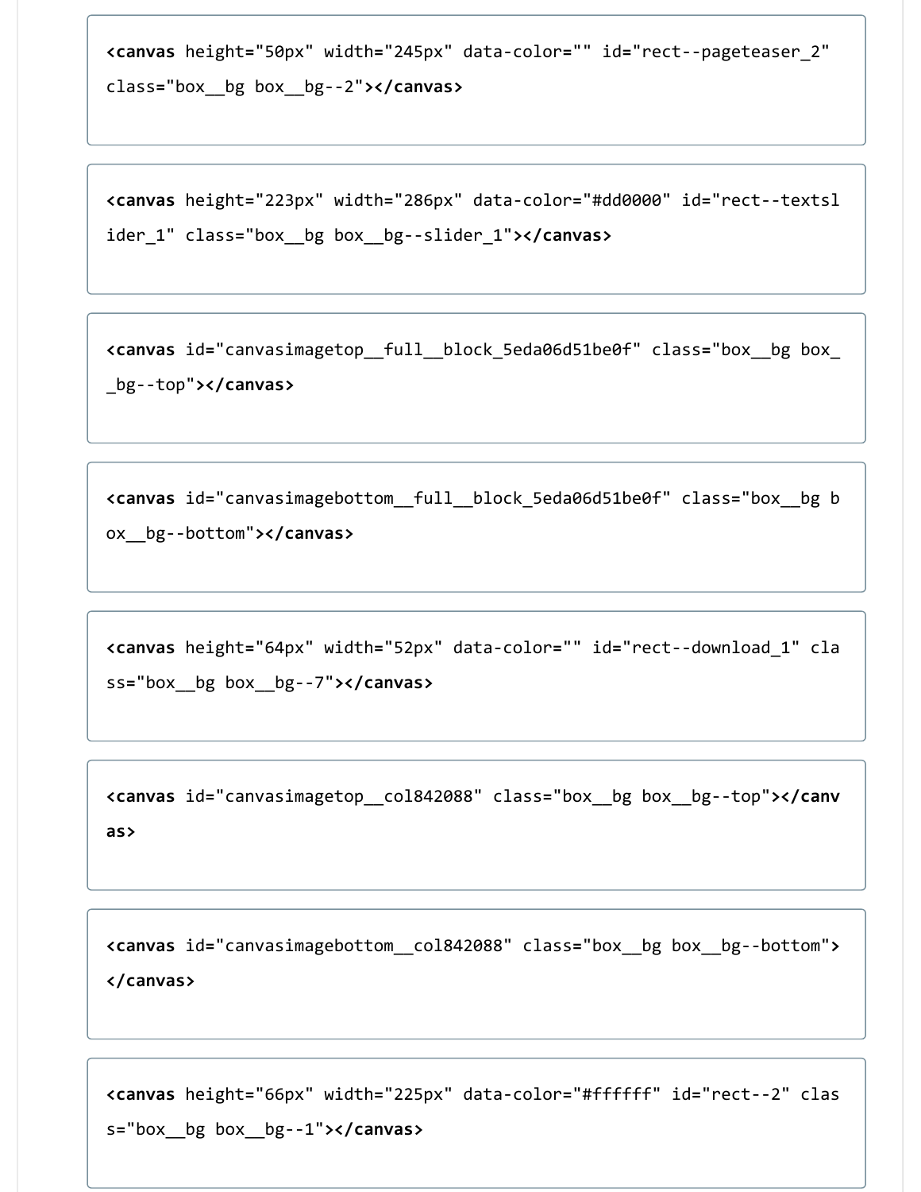```
<canvas height="50px" width="245px" data-color="" id="rect--pageteaser_2" class="box__bg box__bg--2"></canvas>
```

```
<canvas height="223px" width="286px" data-color="#dd0000" id="rect--textslider_1" class="box__bg box__bg--slider_1"></canvas>
```

```
<canvas id="canvasimagetop__full__block_5eda06d51be0f" class="box__bg box__bg--top"></canvas>
```

```
<canvas id="canvasimagebottom__full__block_5eda06d51be0f" class="box__bg box__bg--bottom"></canvas>
```

```
<canvas height="64px" width="52px" data-color="" id="rect--download_1" class="box__bg box__bg--7"></canvas>
```

```
<canvas id="canvasimagetop__col842088" class="box__bg box__bg--top"></canvas>
```

```
<canvas id="canvasimagebottom__col842088" class="box__bg box__bg--bottom"></canvas>
```

```
<canvas height="66px" width="225px" data-color="#ffffff" id="rect--2" class="box__bg box__bg--1"></canvas>
```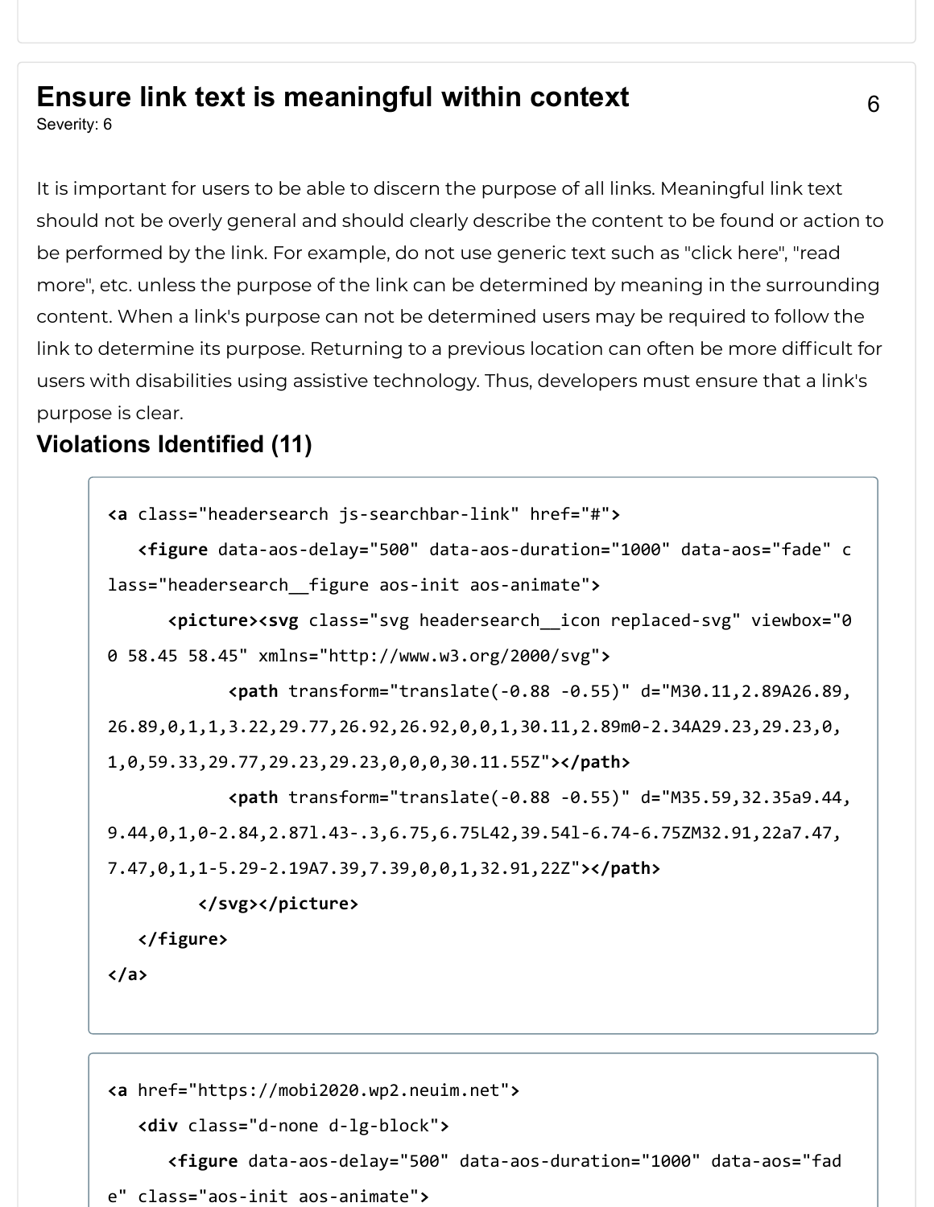## Ensure link text is meaningful within context

6

Severity: 6

It is important for users to be able to discern the purpose of all links. Meaningful link text should not be overly general and should clearly describe the content to be found or action to be performed by the link. For example, do not use generic text such as "click here", "read more", etc. unless the purpose of the link can be determined by meaning in the surrounding content. When a link's purpose can not be determined users may be required to follow the link to determine its purpose. Returning to a previous location can often be more difficult for users with disabilities using assistive technology. Thus, developers must ensure that a link's purpose is clear.

### Violations Identified (11)

```
<a class="headersearch js-searchbar-link" href="#">
  <figure data-aos-delay="500" data-aos-duration="1000" data-aos="fade" class="headersearch__figure aos-init aos-animate">
    <picture><svg class="svg headersearch__icon replaced-svg" viewbox="0 0 58.45 58.45" xmlns="http://www.w3.org/2000/svg">
        <path transform="translate(-0.88 -0.55)" d="M30.11,2.89A26.89,26.89,0,1,1,3.22,29.77,26.92,26.92,0,0,1,30.11,2.89m0-2.34A29.23,29.23,0,1,0,59.33,29.77,29.23,29.23,0,0,0,30.11.55Z"></path>
        <path transform="translate(-0.88 -0.55)" d="M35.59,32.35a9.44,9.44,0,1,0-2.84,2.87l.43-.3,6.75,6.75L42,39.54l-6.74-6.75ZM32.91,22a7.47,7.47,0,1,1-5.29-2.19A7.39,7.39,0,0,1,32.91,22Z"></path>
      </svg></picture>
  </figure>
</a>
```

```
<a href="https://mobi2020.wp2.neuim.net">
  <div class="d-none d-lg-block">
    <figure data-aos-delay="500" data-aos-duration="1000" data-aos="fade" class="aos-init aos-animate">
```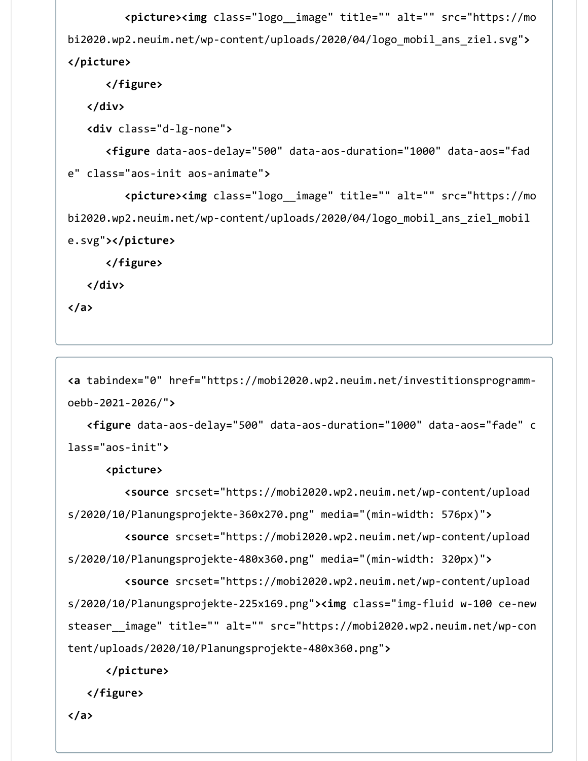```
        <picture><img class="logo__image" title="" alt="" src="https://mobi2020.wp2.neuim.net/wp-content/uploads/2020/04/logo_mobil_ans_ziel.svg">
</picture>
      </figure>
   </div>
   <div class="d-lg-none">
      <figure data-aos-delay="500" data-aos-duration="1000" data-aos="fade" class="aos-init aos-animate">
         <picture><img class="logo__image" title="" alt="" src="https://mobi2020.wp2.neuim.net/wp-content/uploads/2020/04/logo_mobil_ans_ziel_mobile.svg"></picture>
      </figure>
   </div>
</a>
```

```
<a tabindex="0" href="https://mobi2020.wp2.neuim.net/investitionsprogramm-oebb-2021-2026/">
   <figure data-aos-delay="500" data-aos-duration="1000" data-aos="fade" class="aos-init">
      <picture>
         <source srcset="https://mobi2020.wp2.neuim.net/wp-content/uploads/2020/10/Planungsprojekte-360x270.png" media="(min-width: 576px)">
         <source srcset="https://mobi2020.wp2.neuim.net/wp-content/uploads/2020/10/Planungsprojekte-480x360.png" media="(min-width: 320px)">
         <source srcset="https://mobi2020.wp2.neuim.net/wp-content/uploads/2020/10/Planungsprojekte-225x169.png"><img class="img-fluid w-100 ce-newsteaser__image" title="" alt="" src="https://mobi2020.wp2.neuim.net/wp-content/uploads/2020/10/Planungsprojekte-480x360.png">
      </picture>
   </figure>
</a>
```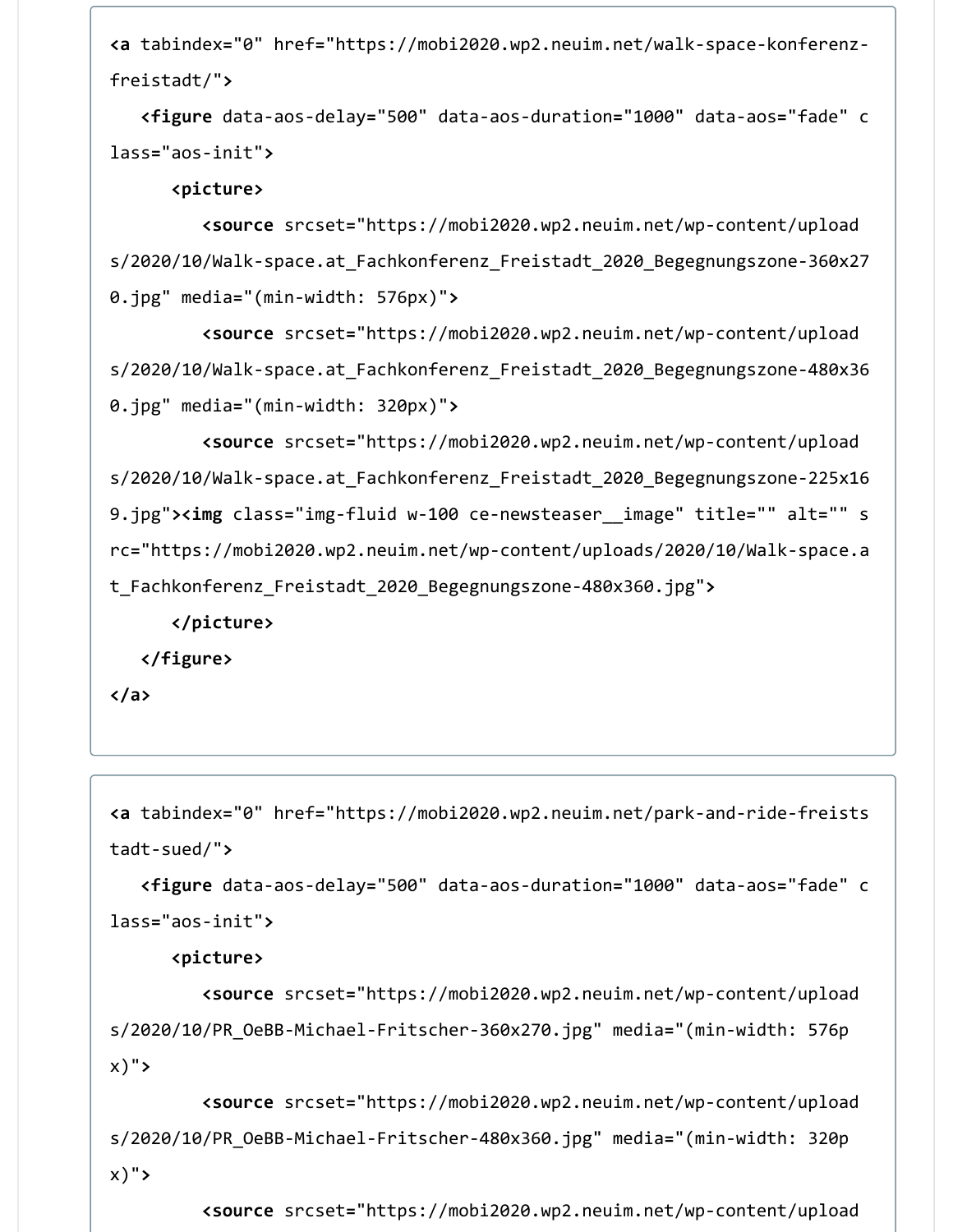```
<a tabindex="0" href="https://mobi2020.wp2.neuim.net/walk-space-konferenz-freistadt/">
   <figure data-aos-delay="500" data-aos-duration="1000" data-aos="fade" class="aos-init">
      <picture>
         <source srcset="https://mobi2020.wp2.neuim.net/wp-content/uploads/2020/10/Walk-space.at_Fachkonferenz_Freistadt_2020_Begegnungszone-360x270.jpg" media="(min-width: 576px)">
         <source srcset="https://mobi2020.wp2.neuim.net/wp-content/uploads/2020/10/Walk-space.at_Fachkonferenz_Freistadt_2020_Begegnungszone-480x360.jpg" media="(min-width: 320px)">
         <source srcset="https://mobi2020.wp2.neuim.net/wp-content/uploads/2020/10/Walk-space.at_Fachkonferenz_Freistadt_2020_Begegnungszone-225x169.jpg"><img class="img-fluid w-100 ce-newsteaser__image" title="" alt="" src="https://mobi2020.wp2.neuim.net/wp-content/uploads/2020/10/Walk-space.at_Fachkonferenz_Freistadt_2020_Begegnungszone-480x360.jpg">
      </picture>
   </figure>
</a>
```

```
<a tabindex="0" href="https://mobi2020.wp2.neuim.net/park-and-ride-freiststadt-sued/">
   <figure data-aos-delay="500" data-aos-duration="1000" data-aos="fade" class="aos-init">
      <picture>
         <source srcset="https://mobi2020.wp2.neuim.net/wp-content/uploads/2020/10/PR_OeBB-Michael-Fritscher-360x270.jpg" media="(min-width: 576px)">
         <source srcset="https://mobi2020.wp2.neuim.net/wp-content/uploads/2020/10/PR_OeBB-Michael-Fritscher-480x360.jpg" media="(min-width: 320px)">
         <source srcset="https://mobi2020.wp2.neuim.net/wp-content/upload
```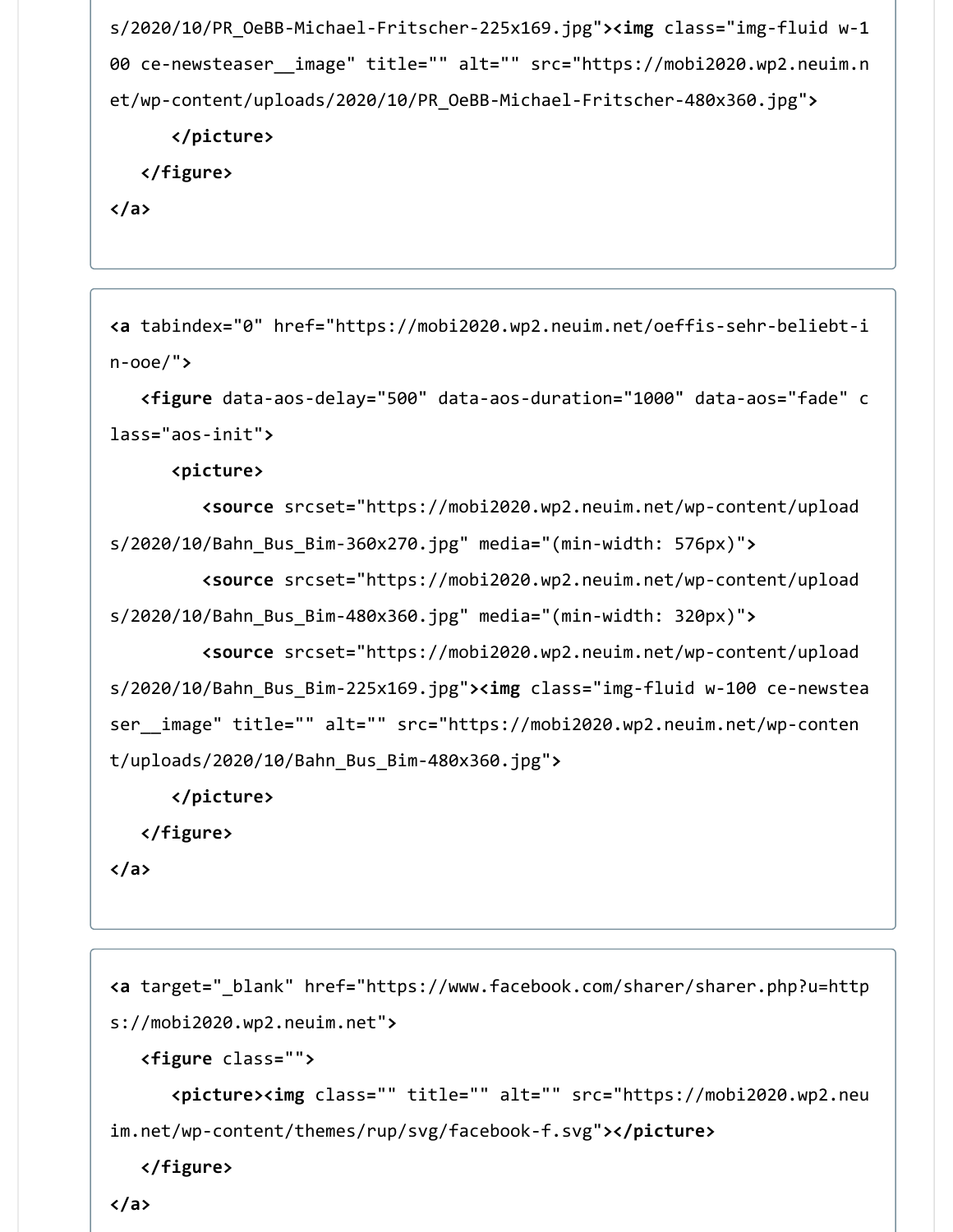```
s/2020/10/PR_OeBB-Michael-Fritscher-225x169.jpg"><img class="img-fluid w-100 ce-newsteaser__image" title="" alt="" src="https://mobi2020.wp2.neuim.net/wp-content/uploads/2020/10/PR_OeBB-Michael-Fritscher-480x360.jpg">
        </picture>
    </figure>
</a>
```

```
<a tabindex="0" href="https://mobi2020.wp2.neuim.net/oeffis-sehr-beliebt-in-ooe/">
    <figure data-aos-delay="500" data-aos-duration="1000" data-aos="fade" class="aos-init">
        <picture>
            <source srcset="https://mobi2020.wp2.neuim.net/wp-content/uploads/2020/10/Bahn_Bus_Bim-360x270.jpg" media="(min-width: 576px)">
            <source srcset="https://mobi2020.wp2.neuim.net/wp-content/uploads/2020/10/Bahn_Bus_Bim-480x360.jpg" media="(min-width: 320px)">
            <source srcset="https://mobi2020.wp2.neuim.net/wp-content/uploads/2020/10/Bahn_Bus_Bim-225x169.jpg"><img class="img-fluid w-100 ce-newsteaser__image" title="" alt="" src="https://mobi2020.wp2.neuim.net/wp-content/uploads/2020/10/Bahn_Bus_Bim-480x360.jpg">
        </picture>
    </figure>
</a>
```

```
<a target="_blank" href="https://www.facebook.com/sharer/sharer.php?u=https://mobi2020.wp2.neuim.net">
    <figure class="">
        <picture><img class="" title="" alt="" src="https://mobi2020.wp2.neuim.net/wp-content/themes/rup/svg/facebook-f.svg"></picture>
    </figure>
</a>
```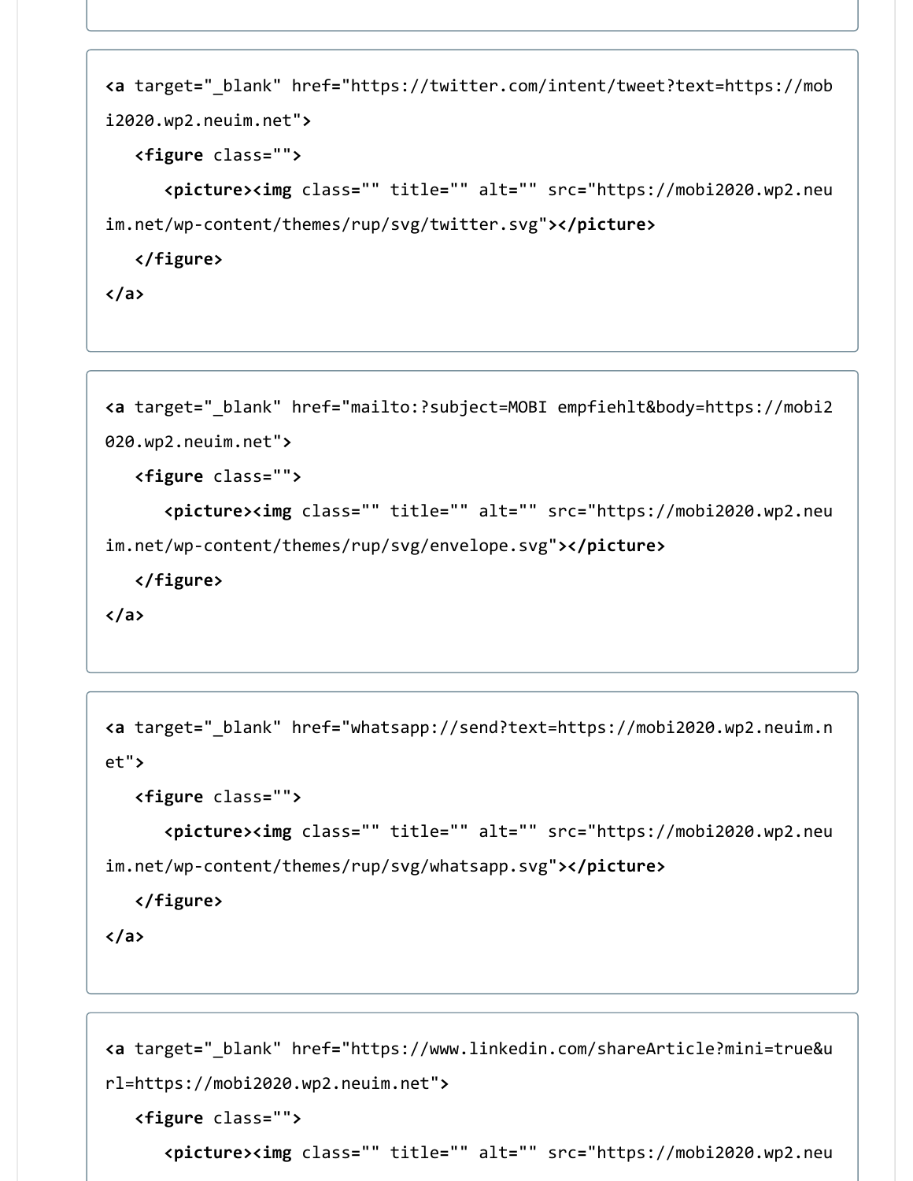```
<a target="_blank" href="https://twitter.com/intent/tweet?text=https://mobi2020.wp2.neuim.net">
   <figure class="">
      <picture><img class="" title="" alt="" src="https://mobi2020.wp2.neuim.net/wp-content/themes/rup/svg/twitter.svg"></picture>
   </figure>
</a>
```

```
<a target="_blank" href="mailto:?subject=MOBI empfiehlt&body=https://mobi2020.wp2.neuim.net">
   <figure class="">
      <picture><img class="" title="" alt="" src="https://mobi2020.wp2.neuim.net/wp-content/themes/rup/svg/envelope.svg"></picture>
   </figure>
</a>
```

```
<a target="_blank" href="whatsapp://send?text=https://mobi2020.wp2.neuim.net">
   <figure class="">
      <picture><img class="" title="" alt="" src="https://mobi2020.wp2.neuim.net/wp-content/themes/rup/svg/whatsapp.svg"></picture>
   </figure>
</a>
```

```
<a target="_blank" href="https://www.linkedin.com/shareArticle?mini=true&url=https://mobi2020.wp2.neuim.net">
   <figure class="">
      <picture><img class="" title="" alt="" src="https://mobi2020.wp2.neu
```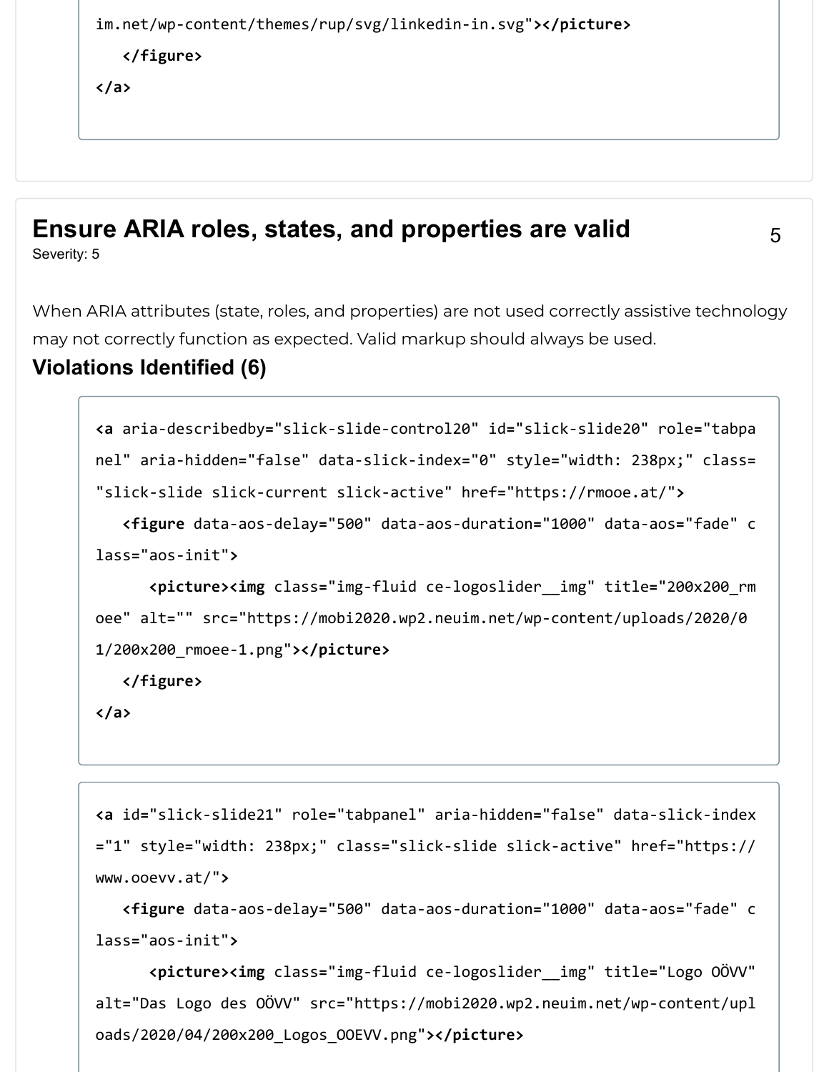```
im.net/wp-content/themes/rup/svg/linkedin-in.svg"></picture>
   </figure>
</a>
```

## Ensure ARIA roles, states, and properties are valid

5

Severity: 5

When ARIA attributes (state, roles, and properties) are not used correctly assistive technology may not correctly function as expected. Valid markup should always be used.

### Violations Identified (6)

```
<a aria-describedby="slick-slide-control20" id="slick-slide20" role="tabpanel" aria-hidden="false" data-slick-index="0" style="width: 238px;" class="slick-slide slick-current slick-active" href="https://rmooe.at/">
   <figure data-aos-delay="500" data-aos-duration="1000" data-aos="fade" class="aos-init">
      <picture><img class="img-fluid ce-logoslider__img" title="200x200_rmoee" alt="" src="https://mobi2020.wp2.neuim.net/wp-content/uploads/2020/01/200x200_rmoee-1.png"></picture>
   </figure>
</a>
```

```
<a id="slick-slide21" role="tabpanel" aria-hidden="false" data-slick-index="1" style="width: 238px;" class="slick-slide slick-active" href="https://www.ooevv.at/">
   <figure data-aos-delay="500" data-aos-duration="1000" data-aos="fade" class="aos-init">
      <picture><img class="img-fluid ce-logoslider__img" title="Logo OÖVV" alt="Das Logo des OÖVV" src="https://mobi2020.wp2.neuim.net/wp-content/uploads/2020/04/200x200_Logos_OOEVV.png"></picture>
```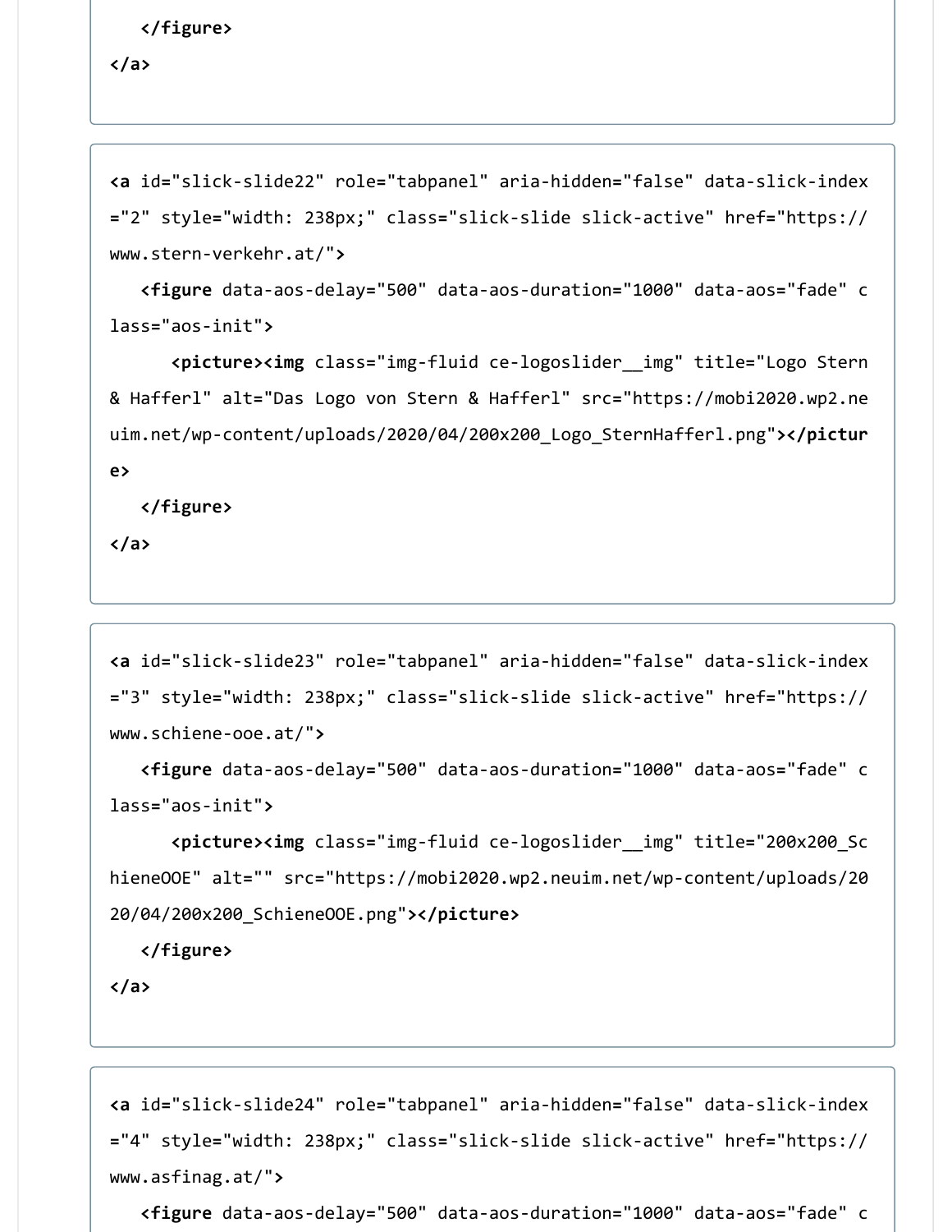```
    </figure>
</a>
```

```
<a id="slick-slide22" role="tabpanel" aria-hidden="false" data-slick-index="2" style="width: 238px;" class="slick-slide slick-active" href="https://www.stern-verkehr.at/">
    <figure data-aos-delay="500" data-aos-duration="1000" data-aos="fade" class="aos-init">
        <picture><img class="img-fluid ce-logoslider__img" title="Logo Stern & Hafferl" alt="Das Logo von Stern & Hafferl" src="https://mobi2020.wp2.neuim.net/wp-content/uploads/2020/04/200x200_Logo_SternHafferl.png"></picture>
    </figure>
</a>
```

```
<a id="slick-slide23" role="tabpanel" aria-hidden="false" data-slick-index="3" style="width: 238px;" class="slick-slide slick-active" href="https://www.schiene-ooe.at/">
    <figure data-aos-delay="500" data-aos-duration="1000" data-aos="fade" class="aos-init">
        <picture><img class="img-fluid ce-logoslider__img" title="200x200_SchieneOOE" alt="" src="https://mobi2020.wp2.neuim.net/wp-content/uploads/2020/04/200x200_SchieneOOE.png"></picture>
    </figure>
</a>
```

```
<a id="slick-slide24" role="tabpanel" aria-hidden="false" data-slick-index="4" style="width: 238px;" class="slick-slide slick-active" href="https://www.asfinag.at/">
    <figure data-aos-delay="500" data-aos-duration="1000" data-aos="fade" c
```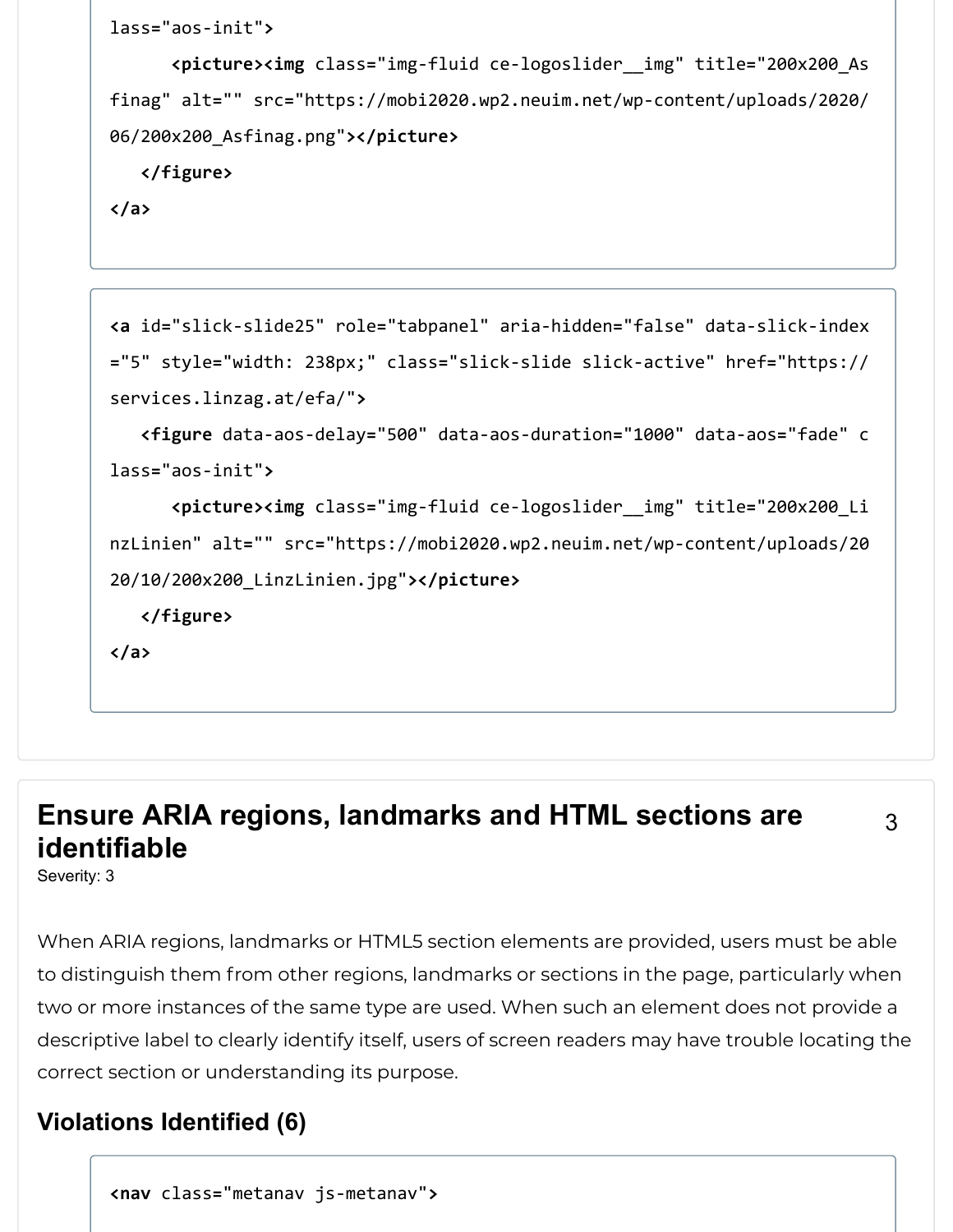```
lass="aos-init">
      <picture><img class="img-fluid ce-logoslider__img" title="200x200_Asfinag" alt="" src="https://mobi2020.wp2.neuim.net/wp-content/uploads/2020/06/200x200_Asfinag.png"></picture>
   </figure>
</a>
```

```
<a id="slick-slide25" role="tabpanel" aria-hidden="false" data-slick-index="5" style="width: 238px;" class="slick-slide slick-active" href="https://services.linzag.at/efa/">
   <figure data-aos-delay="500" data-aos-duration="1000" data-aos="fade" class="aos-init">
      <picture><img class="img-fluid ce-logoslider__img" title="200x200_LinzLinien" alt="" src="https://mobi2020.wp2.neuim.net/wp-content/uploads/2020/10/200x200_LinzLinien.jpg"></picture>
   </figure>
</a>
```

## Ensure ARIA regions, landmarks and HTML sections are identifiable

3

Severity: 3

When ARIA regions, landmarks or HTML5 section elements are provided, users must be able to distinguish them from other regions, landmarks or sections in the page, particularly when two or more instances of the same type are used. When such an element does not provide a descriptive label to clearly identify itself, users of screen readers may have trouble locating the correct section or understanding its purpose.

### Violations Identified (6)

```
<nav class="metanav js-metanav">
```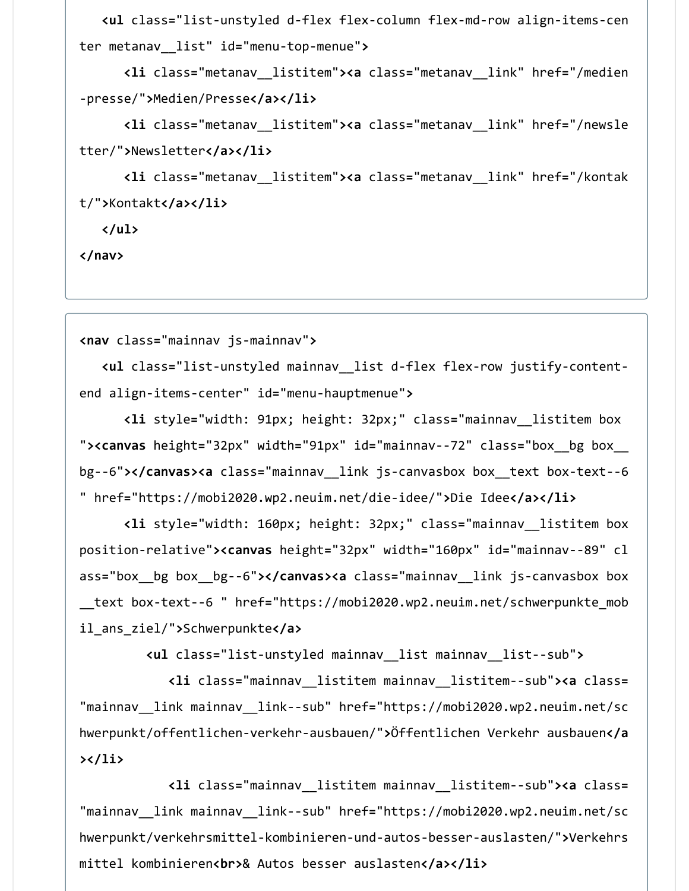```
    <ul class="list-unstyled d-flex flex-column flex-md-row align-items-center metanav__list" id="menu-top-menue">
        <li class="metanav__listitem"><a class="metanav__link" href="/medien-presse/">Medien/Presse</a></li>
        <li class="metanav__listitem"><a class="metanav__link" href="/newsletter/">Newsletter</a></li>
        <li class="metanav__listitem"><a class="metanav__link" href="/kontakt/">Kontakt</a></li>
    </ul>
</nav>
```

```
<nav class="mainnav js-mainnav">
    <ul class="list-unstyled mainnav__list d-flex flex-row justify-content-end align-items-center" id="menu-hauptmenue">
        <li style="width: 91px; height: 32px;" class="mainnav__listitem box "><canvas height="32px" width="91px" id="mainnav--72" class="box__bg box__bg--6"></canvas><a class="mainnav__link js-canvasbox box__text box-text--6 " href="https://mobi2020.wp2.neuim.net/die-idee/">Die Idee</a></li>
        <li style="width: 160px; height: 32px;" class="mainnav__listitem box position-relative"><canvas height="32px" width="160px" id="mainnav--89" class="box__bg box__bg--6"></canvas><a class="mainnav__link js-canvasbox box__text box-text--6 " href="https://mobi2020.wp2.neuim.net/schwerpunkte_mobil_ans_ziel/">Schwerpunkte</a>
            <ul class="list-unstyled mainnav__list mainnav__list--sub">
                <li class="mainnav__listitem mainnav__listitem--sub"><a class="mainnav__link mainnav__link--sub" href="https://mobi2020.wp2.neuim.net/schwerpunkt/offentlichen-verkehr-ausbauen/">Öffentlichen Verkehr ausbauen</a></li>
                <li class="mainnav__listitem mainnav__listitem--sub"><a class="mainnav__link mainnav__link--sub" href="https://mobi2020.wp2.neuim.net/schwerpunkt/verkehrsmittel-kombinieren-und-autos-besser-auslasten/">Verkehrsmittel kombinieren<br>& Autos besser auslasten</a></li>
```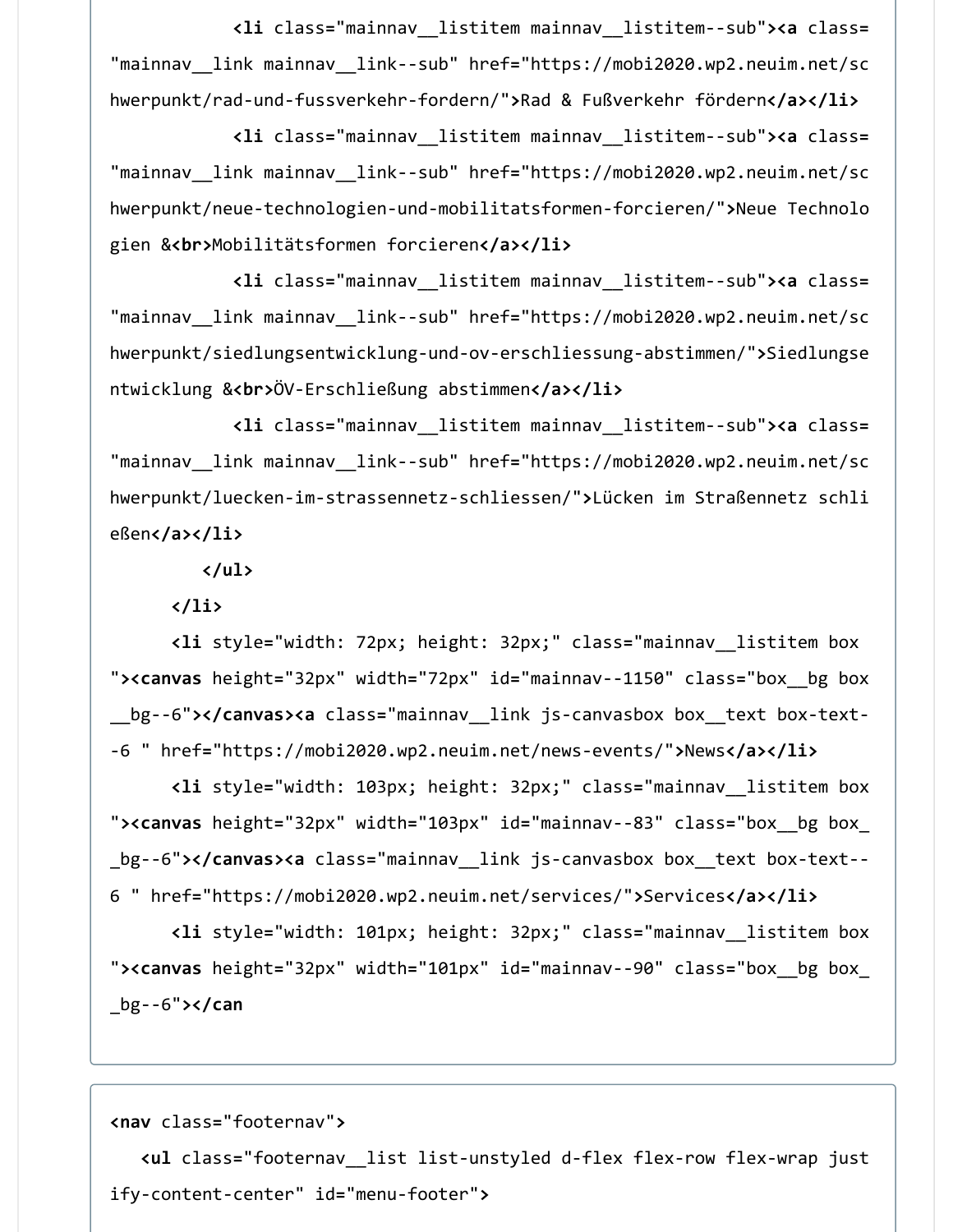```
            <li class="mainnav__listitem mainnav__listitem--sub"><a class="mainnav__link mainnav__link--sub" href="https://mobi2020.wp2.neuim.net/schwerpunkt/rad-und-fussverkehr-fordern/">Rad & Fußverkehr fördern</a></li>
            <li class="mainnav__listitem mainnav__listitem--sub"><a class="mainnav__link mainnav__link--sub" href="https://mobi2020.wp2.neuim.net/schwerpunkt/neue-technologien-und-mobilitatsformen-forcieren/">Neue Technologien &<br>Mobilitätsformen forcieren</a></li>
            <li class="mainnav__listitem mainnav__listitem--sub"><a class="mainnav__link mainnav__link--sub" href="https://mobi2020.wp2.neuim.net/schwerpunkt/siedlungsentwicklung-und-ov-erschliessung-abstimmen/">Siedlungsentwicklung &<br>ÖV-Erschließung abstimmen</a></li>
            <li class="mainnav__listitem mainnav__listitem--sub"><a class="mainnav__link mainnav__link--sub" href="https://mobi2020.wp2.neuim.net/schwerpunkt/luecken-im-strassennetz-schliessen/">Lücken im Straßennetz schließen</a></li>
          </ul>
      </li>
      <li style="width: 72px; height: 32px;" class="mainnav__listitem box "><canvas height="32px" width="72px" id="mainnav--1150" class="box__bg box__bg--6"></canvas><a class="mainnav__link js-canvasbox box__text box-text--6 " href="https://mobi2020.wp2.neuim.net/news-events/">News</a></li>
      <li style="width: 103px; height: 32px;" class="mainnav__listitem box "><canvas height="32px" width="103px" id="mainnav--83" class="box__bg box__bg--6"></canvas><a class="mainnav__link js-canvasbox box__text box-text--6 " href="https://mobi2020.wp2.neuim.net/services/">Services</a></li>
      <li style="width: 101px; height: 32px;" class="mainnav__listitem box "><canvas height="32px" width="101px" id="mainnav--90" class="box__bg box__bg--6"></can
```

```
<nav class="footernav">
   <ul class="footernav__list list-unstyled d-flex flex-row flex-wrap justify-content-center" id="menu-footer">
```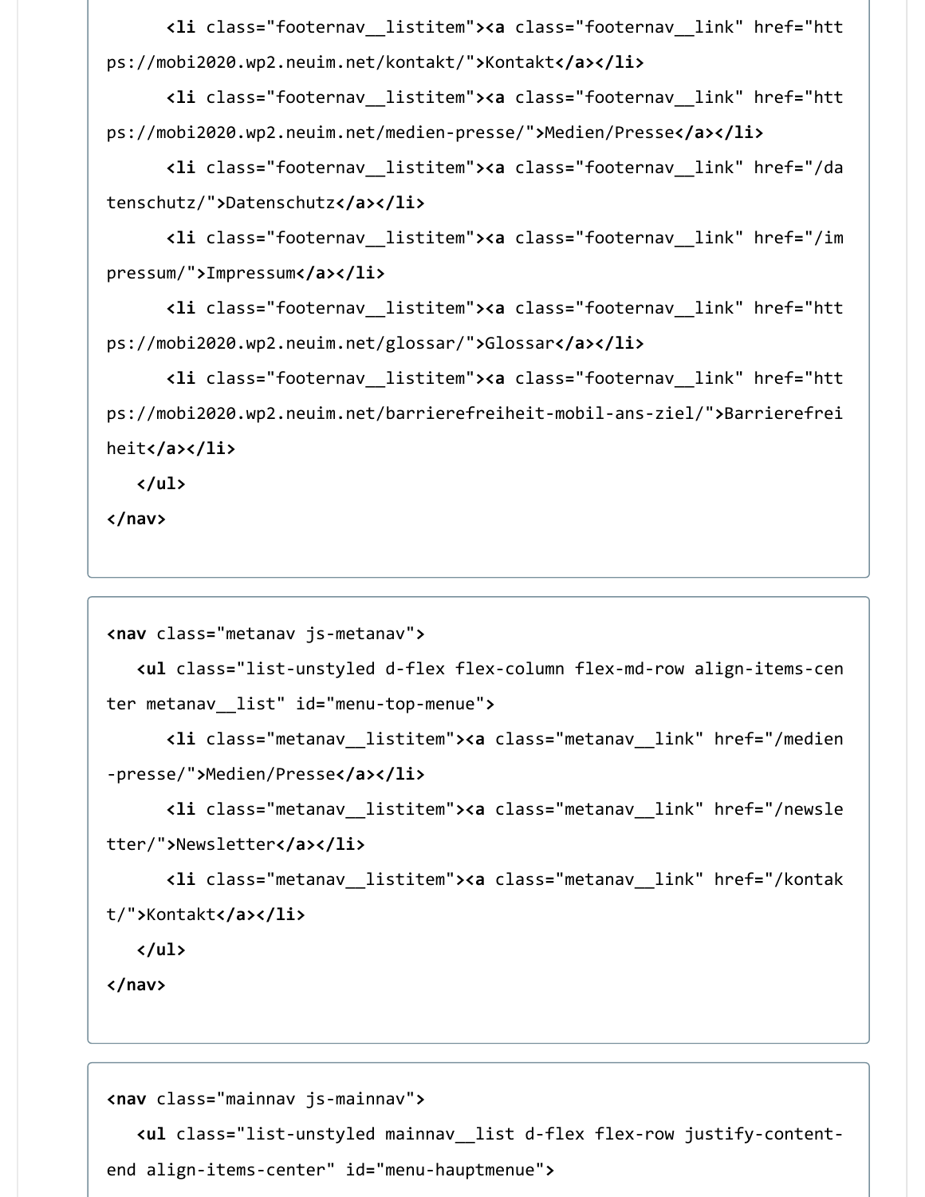```
        <li class="footernav__listitem"><a class="footernav__link" href="https://mobi2020.wp2.neuim.net/kontakt/">Kontakt</a></li>
        <li class="footernav__listitem"><a class="footernav__link" href="https://mobi2020.wp2.neuim.net/medien-presse/">Medien/Presse</a></li>
        <li class="footernav__listitem"><a class="footernav__link" href="/datenschutz/">Datenschutz</a></li>
        <li class="footernav__listitem"><a class="footernav__link" href="/impressum/">Impressum</a></li>
        <li class="footernav__listitem"><a class="footernav__link" href="https://mobi2020.wp2.neuim.net/glossar/">Glossar</a></li>
        <li class="footernav__listitem"><a class="footernav__link" href="https://mobi2020.wp2.neuim.net/barrierefreiheit-mobil-ans-ziel/">Barrierefreiheit</a></li>
    </ul>
</nav>
```

```
<nav class="metanav js-metanav">
    <ul class="list-unstyled d-flex flex-column flex-md-row align-items-center metanav__list" id="menu-top-menue">
        <li class="metanav__listitem"><a class="metanav__link" href="/medien-presse/">Medien/Presse</a></li>
        <li class="metanav__listitem"><a class="metanav__link" href="/newsletter/">Newsletter</a></li>
        <li class="metanav__listitem"><a class="metanav__link" href="/kontakt/">Kontakt</a></li>
    </ul>
</nav>
```

```
<nav class="mainnav js-mainnav">
    <ul class="list-unstyled mainnav__list d-flex flex-row justify-content-end align-items-center" id="menu-hauptmenue">
```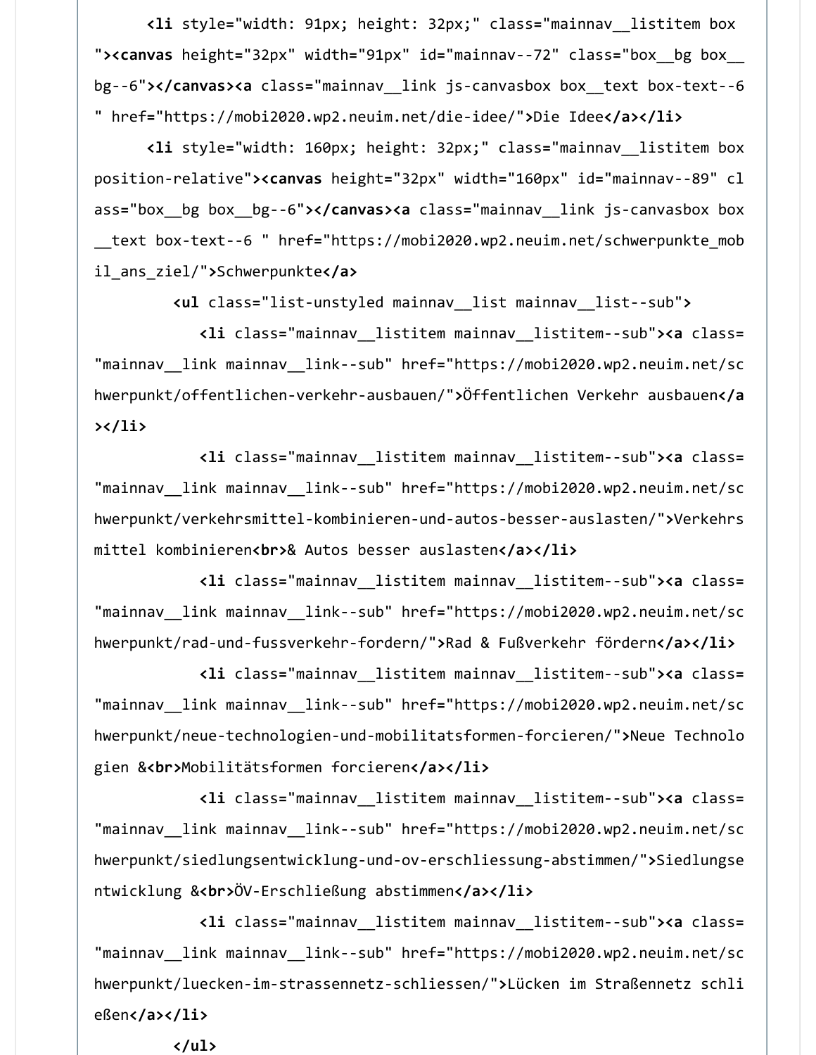```
<li style="width: 91px; height: 32px;" class="mainnav__listitem box
"><canvas height="32px" width="91px" id="mainnav--72" class="box__bg box__bg--6"></canvas><a class="mainnav__link js-canvasbox box__text box-text--6
" href="https://mobi2020.wp2.neuim.net/die-idee/">Die Idee</a></li>
      <li style="width: 160px; height: 32px;" class="mainnav__listitem box
position-relative"><canvas height="32px" width="160px" id="mainnav--89" class="box__bg box__bg--6"></canvas><a class="mainnav__link js-canvasbox box__text box-text--6 " href="https://mobi2020.wp2.neuim.net/schwerpunkte_mobil_ans_ziel/">Schwerpunkte</a>
        <ul class="list-unstyled mainnav__list mainnav__list--sub">
          <li class="mainnav__listitem mainnav__listitem--sub"><a class="mainnav__link mainnav__link--sub" href="https://mobi2020.wp2.neuim.net/schwerpunkt/offentlichen-verkehr-ausbauen/">Öffentlichen Verkehr ausbauen</a></li>
          <li class="mainnav__listitem mainnav__listitem--sub"><a class="mainnav__link mainnav__link--sub" href="https://mobi2020.wp2.neuim.net/schwerpunkt/verkehrsmittel-kombinieren-und-autos-besser-auslasten/">Verkehrsmittel kombinieren<br>& Autos besser auslasten</a></li>
          <li class="mainnav__listitem mainnav__listitem--sub"><a class="mainnav__link mainnav__link--sub" href="https://mobi2020.wp2.neuim.net/schwerpunkt/rad-und-fussverkehr-fordern/">Rad & Fußverkehr fördern</a></li>
          <li class="mainnav__listitem mainnav__listitem--sub"><a class="mainnav__link mainnav__link--sub" href="https://mobi2020.wp2.neuim.net/schwerpunkt/neue-technologien-und-mobilitatsformen-forcieren/">Neue Technologien &<br>Mobilitätsformen forcieren</a></li>
          <li class="mainnav__listitem mainnav__listitem--sub"><a class="mainnav__link mainnav__link--sub" href="https://mobi2020.wp2.neuim.net/schwerpunkt/siedlungsentwicklung-und-ov-erschliessung-abstimmen/">Siedlungsentwicklung &<br>ÖV-Erschließung abstimmen</a></li>
          <li class="mainnav__listitem mainnav__listitem--sub"><a class="mainnav__link mainnav__link--sub" href="https://mobi2020.wp2.neuim.net/schwerpunkt/luecken-im-strassennetz-schliessen/">Lücken im Straßennetz schließen</a></li>
        </ul>
```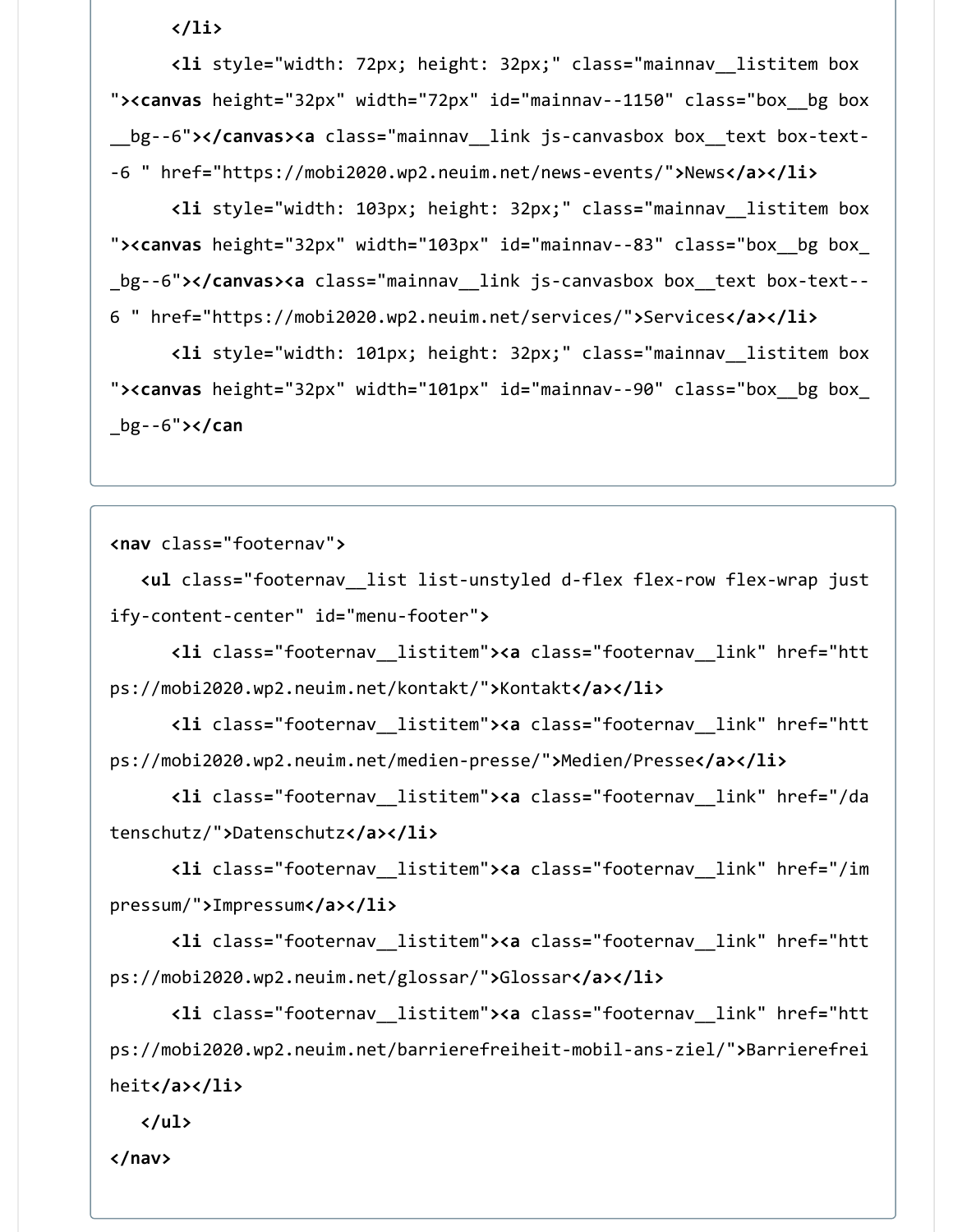```
        </li>
        <li style="width: 72px; height: 32px;" class="mainnav__listitem box
"><canvas height="32px" width="72px" id="mainnav--1150" class="box__bg box
__bg--6"></canvas><a class="mainnav__link js-canvasbox box__text box-text-
-6 " href="https://mobi2020.wp2.neuim.net/news-events/">News</a></li>
        <li style="width: 103px; height: 32px;" class="mainnav__listitem box
"><canvas height="32px" width="103px" id="mainnav--83" class="box__bg box_
_bg--6"></canvas><a class="mainnav__link js-canvasbox box__text box-text--
6 " href="https://mobi2020.wp2.neuim.net/services/">Services</a></li>
        <li style="width: 101px; height: 32px;" class="mainnav__listitem box
"><canvas height="32px" width="101px" id="mainnav--90" class="box__bg box_
_bg--6"></can
```

```
<nav class="footernav">
   <ul class="footernav__list list-unstyled d-flex flex-row flex-wrap just
ify-content-center" id="menu-footer">
        <li class="footernav__listitem"><a class="footernav__link" href="htt
ps://mobi2020.wp2.neuim.net/kontakt/">Kontakt</a></li>
        <li class="footernav__listitem"><a class="footernav__link" href="htt
ps://mobi2020.wp2.neuim.net/medien-presse/">Medien/Presse</a></li>
        <li class="footernav__listitem"><a class="footernav__link" href="/da
tenschutz/">Datenschutz</a></li>
        <li class="footernav__listitem"><a class="footernav__link" href="/im
pressum/">Impressum</a></li>
        <li class="footernav__listitem"><a class="footernav__link" href="htt
ps://mobi2020.wp2.neuim.net/glossar/">Glossar</a></li>
        <li class="footernav__listitem"><a class="footernav__link" href="htt
ps://mobi2020.wp2.neuim.net/barrierefreiheit-mobil-ans-ziel/">Barrierefrei
heit</a></li>
   </ul>
</nav>
```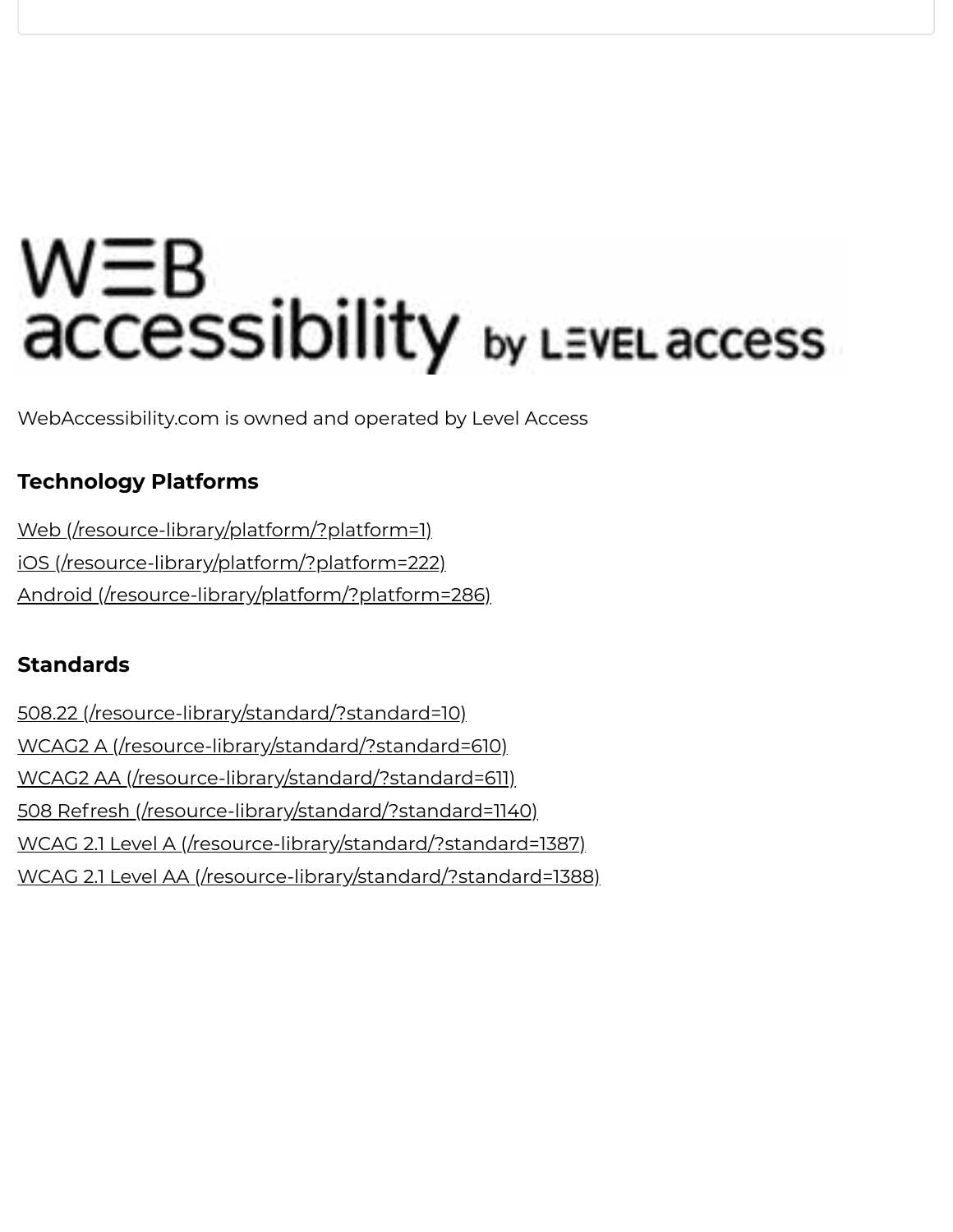WebAccessibility.com is owned and operated by Level Access

### Technology Platforms

Web (/resource-library/platform/?platform=1)
iOS (/resource-library/platform/?platform=222)
Android (/resource-library/platform/?platform=286)

### Standards

508.22 (/resource-library/standard/?standard=10)
WCAG2 A (/resource-library/standard/?standard=610)
WCAG2 AA (/resource-library/standard/?standard=611)
508 Refresh (/resource-library/standard/?standard=1140)
WCAG 2.1 Level A (/resource-library/standard/?standard=1387)
WCAG 2.1 Level AA (/resource-library/standard/?standard=1388)